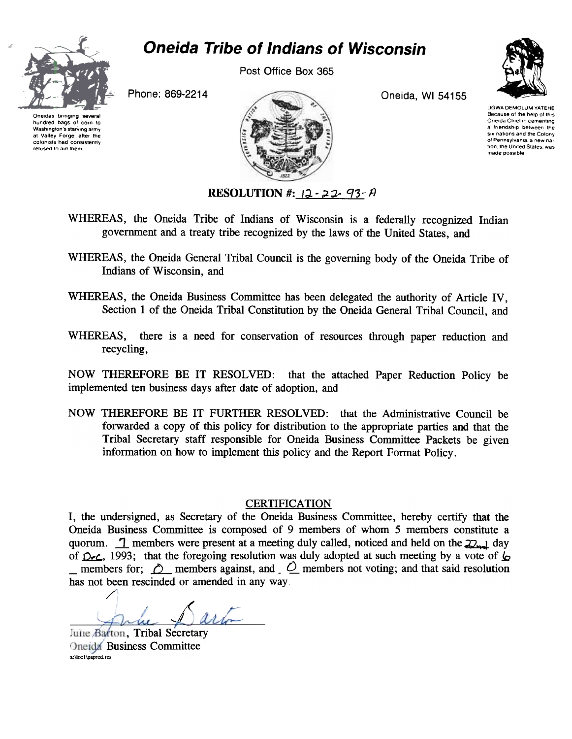# Oneida Tribe of Indians of Wisconsin

Post Office Box 365

Phone: 869-2214

Oneida, WI 54155

Oneidas bringing several hundred bags of corn to Washington's starving army at Valley Forge, after the colonists had consistently refused to aid them

UGWA DEMOLUM YATEHE
Because of the help of this Oneida Chief in cementing a friendship between the six nations and the Colony of Pennsylvania, a new nation, the United States, was made possible

**RESOLUTION #: 12-22-93-A**

WHEREAS, the Oneida Tribe of Indians of Wisconsin is a federally recognized Indian government and a treaty tribe recognized by the laws of the United States, and

WHEREAS, the Oneida General Tribal Council is the governing body of the Oneida Tribe of Indians of Wisconsin, and

WHEREAS, the Oneida Business Committee has been delegated the authority of Article IV, Section 1 of the Oneida Tribal Constitution by the Oneida General Tribal Council, and

WHEREAS, there is a need for conservation of resources through paper reduction and recycling,

NOW THEREFORE BE IT RESOLVED: that the attached Paper Reduction Policy be implemented ten business days after date of adoption, and

NOW THEREFORE BE IT FURTHER RESOLVED: that the Administrative Council be forwarded a copy of this policy for distribution to the appropriate parties and that the Tribal Secretary staff responsible for Oneida Business Committee Packets be given information on how to implement this policy and the Report Format Policy.

## CERTIFICATION

I, the undersigned, as Secretary of the Oneida Business Committee, hereby certify that the Oneida Business Committee is composed of 9 members of whom 5 members constitute a quorum. 7 members were present at a meeting duly called, noticed and held on the 22nd day of Dec, 1993; that the foregoing resolution was duly adopted at such meeting by a vote of 6 members for; 0 members against, and 0 members not voting; and that said resolution has not been rescinded or amended in any way.

Julie Barton, Tribal Secretary
Oneida Business Committee

a:\locl\papred.res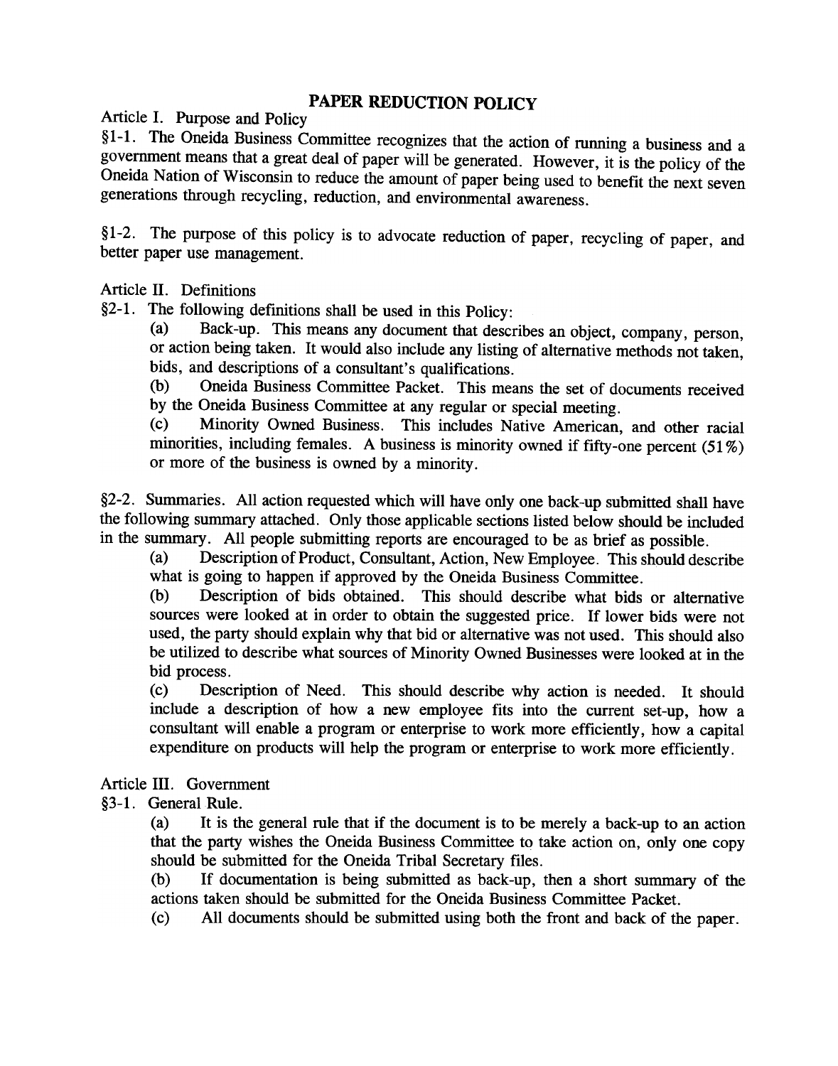# PAPER REDUCTION POLICY

Article I. Purpose and Policy

§1-1. The Oneida Business Committee recognizes that the action of running a business and a government means that a great deal of paper will be generated. However, it is the policy of the Oneida Nation of Wisconsin to reduce the amount of paper being used to benefit the next seven generations through recycling, reduction, and environmental awareness.

§1-2. The purpose of this policy is to advocate reduction of paper, recycling of paper, and better paper use management.

Article II. Definitions

§2-1. The following definitions shall be used in this Policy:

(a) Back-up. This means any document that describes an object, company, person, or action being taken. It would also include any listing of alternative methods not taken, bids, and descriptions of a consultant's qualifications.

(b) Oneida Business Committee Packet. This means the set of documents received by the Oneida Business Committee at any regular or special meeting.

(c) Minority Owned Business. This includes Native American, and other racial minorities, including females. A business is minority owned if fifty-one percent (51%) or more of the business is owned by a minority.

§2-2. Summaries. All action requested which will have only one back-up submitted shall have the following summary attached. Only those applicable sections listed below should be included in the summary. All people submitting reports are encouraged to be as brief as possible.

(a) Description of Product, Consultant, Action, New Employee. This should describe what is going to happen if approved by the Oneida Business Committee.

(b) Description of bids obtained. This should describe what bids or alternative sources were looked at in order to obtain the suggested price. If lower bids were not used, the party should explain why that bid or alternative was not used. This should also be utilized to describe what sources of Minority Owned Businesses were looked at in the bid process.

(c) Description of Need. This should describe why action is needed. It should include a description of how a new employee fits into the current set-up, how a consultant will enable a program or enterprise to work more efficiently, how a capital expenditure on products will help the program or enterprise to work more efficiently.

Article III. Government

§3-1. General Rule.

(a) It is the general rule that if the document is to be merely a back-up to an action that the party wishes the Oneida Business Committee to take action on, only one copy should be submitted for the Oneida Tribal Secretary files.

(b) If documentation is being submitted as back-up, then a short summary of the actions taken should be submitted for the Oneida Business Committee Packet.

(c) All documents should be submitted using both the front and back of the paper.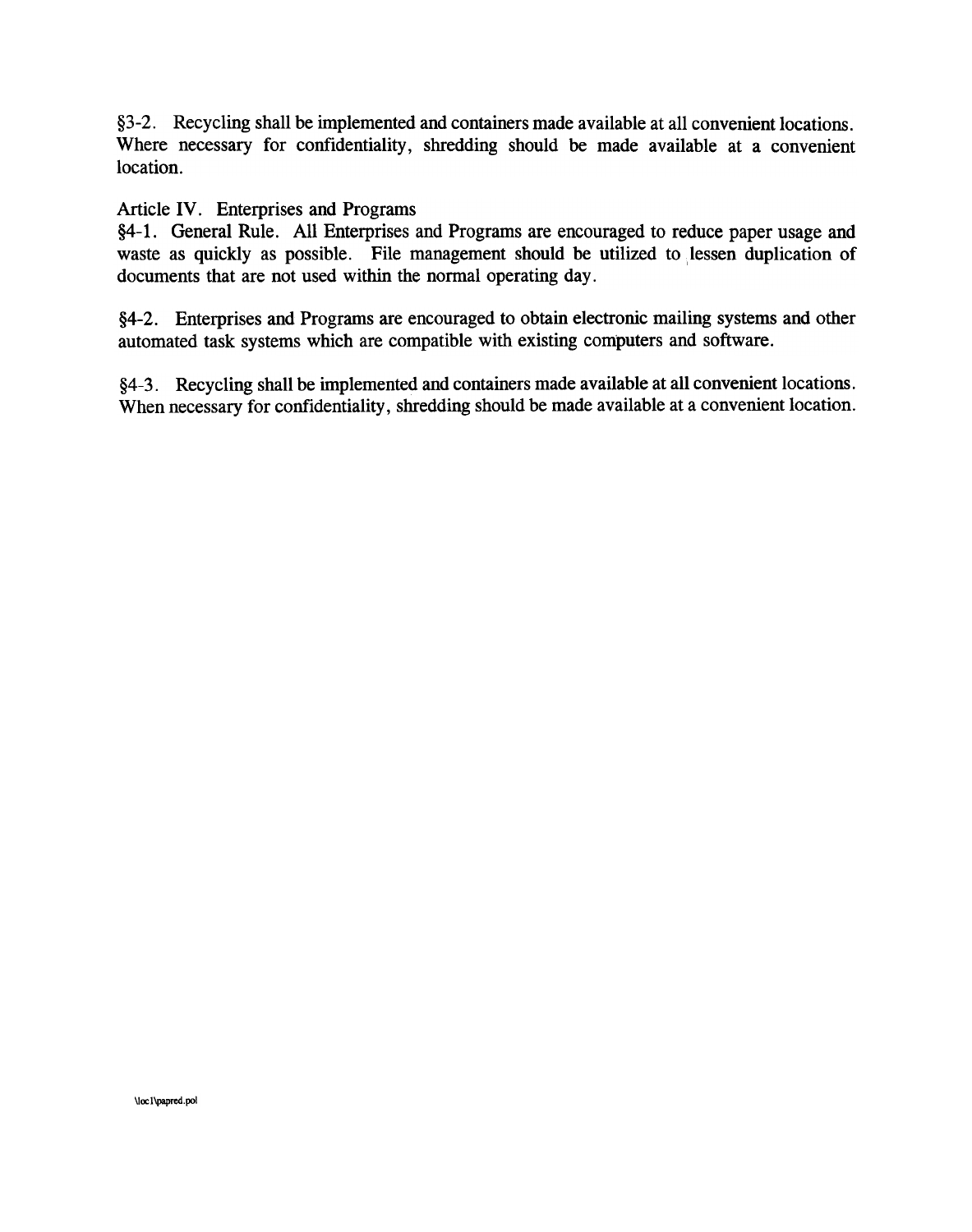§3-2. Recycling shall be implemented and containers made available at all convenient locations. Where necessary for confidentiality, shredding should be made available at a convenient location.

Article IV. Enterprises and Programs

§4-1. General Rule. All Enterprises and Programs are encouraged to reduce paper usage and waste as quickly as possible. File management should be utilized to lessen duplication of documents that are not used within the normal operating day.

§4-2. Enterprises and Programs are encouraged to obtain electronic mailing systems and other automated task systems which are compatible with existing computers and software.

§4-3. Recycling shall be implemented and containers made available at all convenient locations. When necessary for confidentiality, shredding should be made available at a convenient location.

\loc1\papred.pol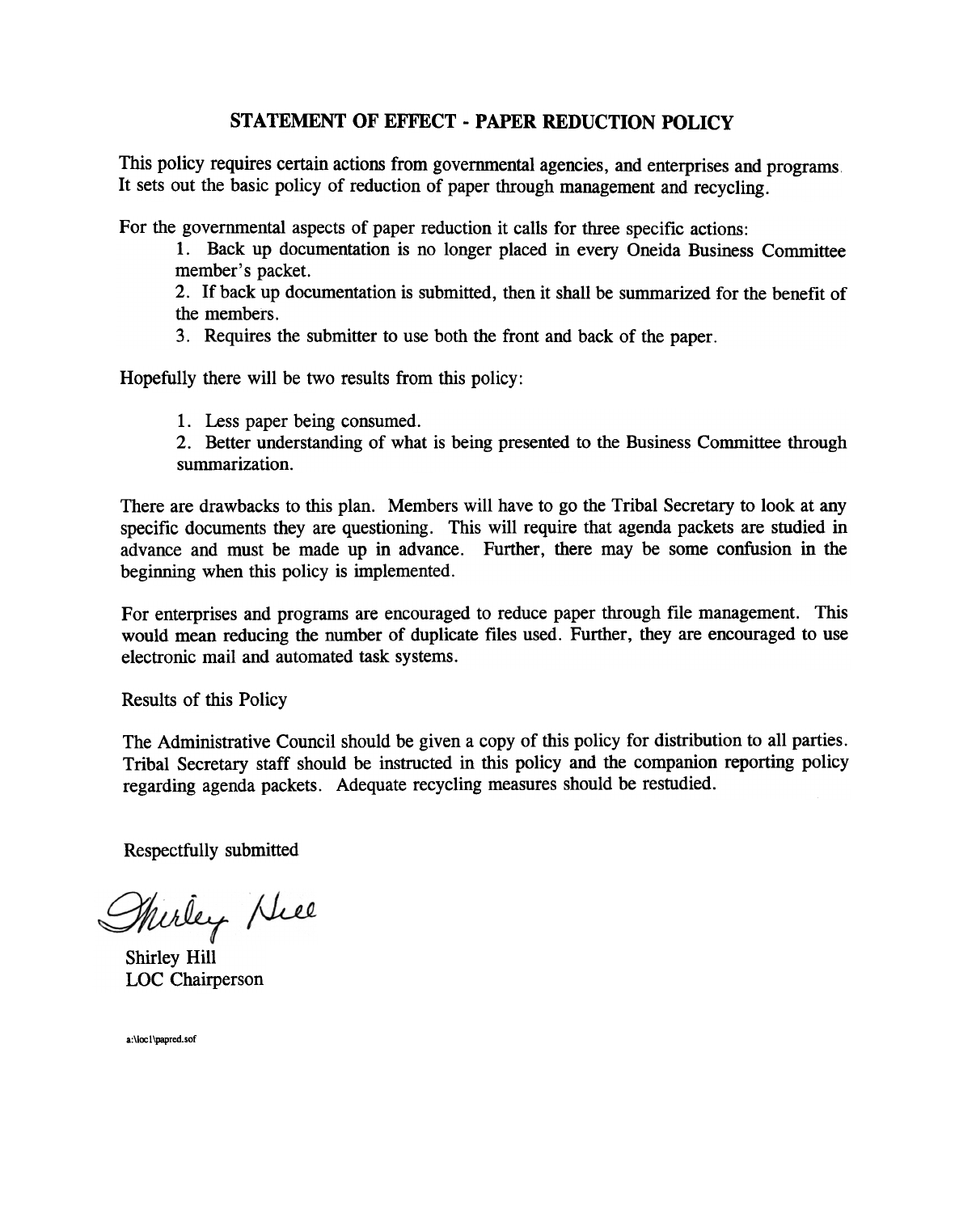## STATEMENT OF EFFECT - PAPER REDUCTION POLICY

This policy requires certain actions from governmental agencies, and enterprises and programs. It sets out the basic policy of reduction of paper through management and recycling.

For the governmental aspects of paper reduction it calls for three specific actions:

1. Back up documentation is no longer placed in every Oneida Business Committee member's packet.
2. If back up documentation is submitted, then it shall be summarized for the benefit of the members.
3. Requires the submitter to use both the front and back of the paper.

Hopefully there will be two results from this policy:

1. Less paper being consumed.
2. Better understanding of what is being presented to the Business Committee through summarization.

There are drawbacks to this plan. Members will have to go the Tribal Secretary to look at any specific documents they are questioning. This will require that agenda packets are studied in advance and must be made up in advance. Further, there may be some confusion in the beginning when this policy is implemented.

For enterprises and programs are encouraged to reduce paper through file management. This would mean reducing the number of duplicate files used. Further, they are encouraged to use electronic mail and automated task systems.

Results of this Policy

The Administrative Council should be given a copy of this policy for distribution to all parties. Tribal Secretary staff should be instructed in this policy and the companion reporting policy regarding agenda packets. Adequate recycling measures should be restudied.

Respectfully submitted

Shirley Hill
LOC Chairperson

a:\loc1\papred.sof